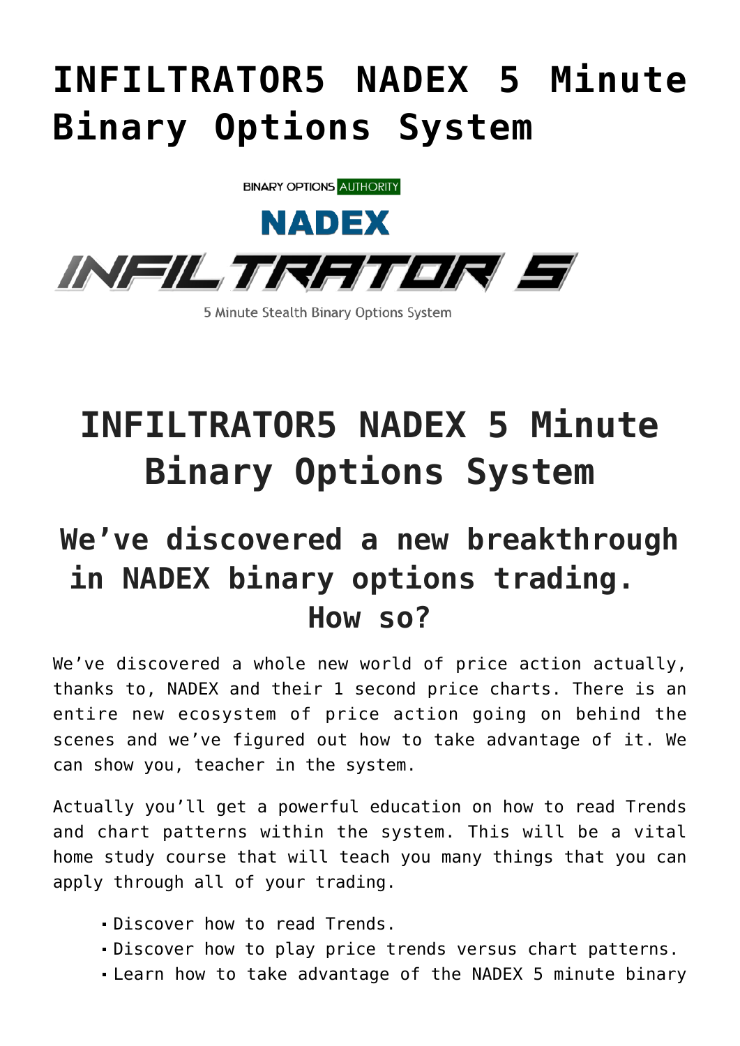# INFILTRATOR5 NADEX 5 Minute Binary Options System

BINARY OPTIONS AUTHORITY

NADEX

INFILTRATOR 5

5 Minute Stealth Binary Options System

# INFILTRATOR5 NADEX 5 Minute Binary Options System

## We've discovered a new breakthrough in NADEX binary options trading. How so?

We've discovered a whole new world of price action actually, thanks to, NADEX and their 1 second price charts. There is an entire new ecosystem of price action going on behind the scenes and we've figured out how to take advantage of it. We can show you, teacher in the system.

Actually you'll get a powerful education on how to read Trends and chart patterns within the system. This will be a vital home study course that will teach you many things that you can apply through all of your trading.

- Discover how to read Trends.
- Discover how to play price trends versus chart patterns.
- Learn how to take advantage of the NADEX 5 minute binary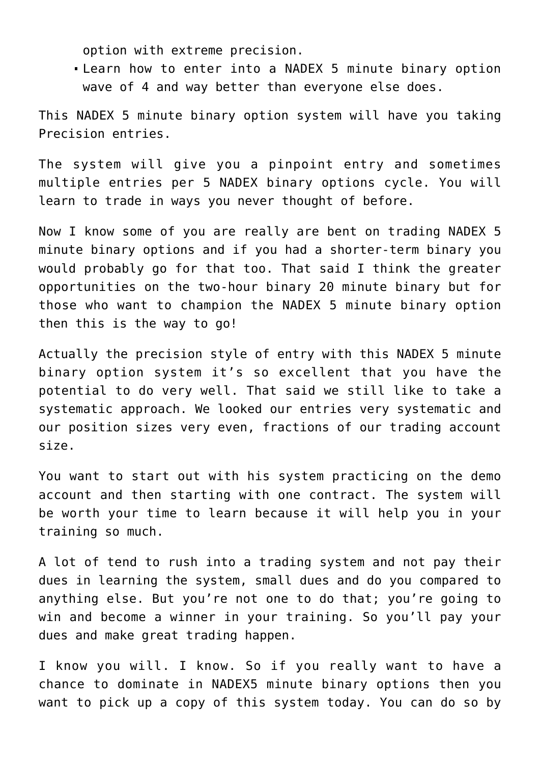option with extreme precision.
- Learn how to enter into a NADEX 5 minute binary option wave of 4 and way better than everyone else does.

This NADEX 5 minute binary option system will have you taking Precision entries.

The system will give you a pinpoint entry and sometimes multiple entries per 5 NADEX binary options cycle. You will learn to trade in ways you never thought of before.

Now I know some of you are really are bent on trading NADEX 5 minute binary options and if you had a shorter-term binary you would probably go for that too. That said I think the greater opportunities on the two-hour binary 20 minute binary but for those who want to champion the NADEX 5 minute binary option then this is the way to go!

Actually the precision style of entry with this NADEX 5 minute binary option system it's so excellent that you have the potential to do very well. That said we still like to take a systematic approach. We looked our entries very systematic and our position sizes very even, fractions of our trading account size.

You want to start out with his system practicing on the demo account and then starting with one contract. The system will be worth your time to learn because it will help you in your training so much.

A lot of tend to rush into a trading system and not pay their dues in learning the system, small dues and do you compared to anything else. But you're not one to do that; you're going to win and become a winner in your training. So you'll pay your dues and make great trading happen.

I know you will. I know. So if you really want to have a chance to dominate in NADEX5 minute binary options then you want to pick up a copy of this system today. You can do so by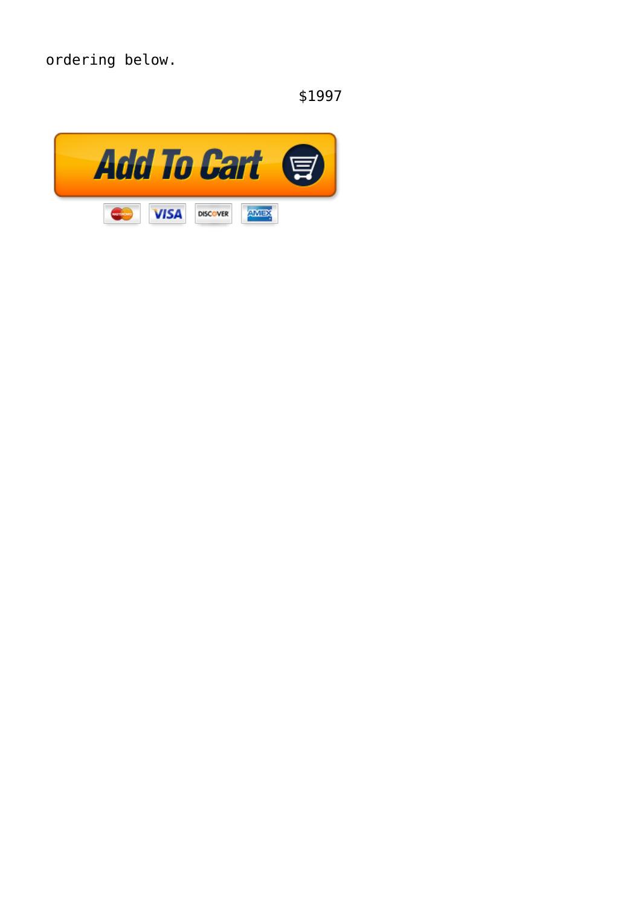ordering below.

$1997